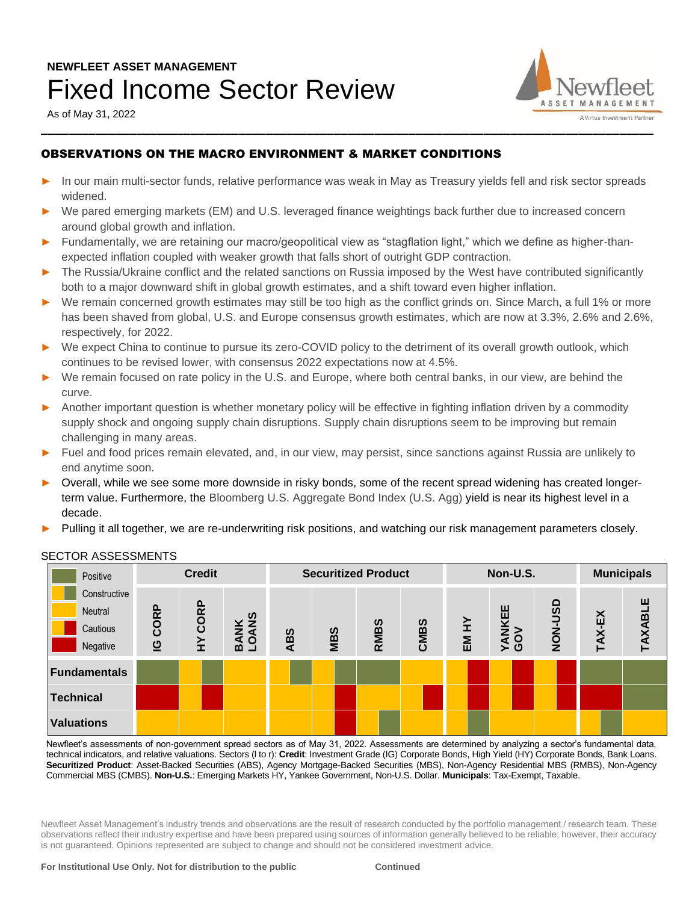**NEWFLEET ASSET MANAGEMENT**

# Fixed Income Sector Review

As of May 31, 2022

## OBSERVATIONS ON THE MACRO ENVIRONMENT & MARKET CONDITIONS

- In our main multi-sector funds, relative performance was weak in May as Treasury yields fell and risk sector spreads widened.
- We pared emerging markets (EM) and U.S. leveraged finance weightings back further due to increased concern around global growth and inflation.
- Fundamentally, we are retaining our macro/geopolitical view as "stagflation light," which we define as higher-than-expected inflation coupled with weaker growth that falls short of outright GDP contraction.
- The Russia/Ukraine conflict and the related sanctions on Russia imposed by the West have contributed significantly both to a major downward shift in global growth estimates, and a shift toward even higher inflation.
- We remain concerned growth estimates may still be too high as the conflict grinds on. Since March, a full 1% or more has been shaved from global, U.S. and Europe consensus growth estimates, which are now at 3.3%, 2.6% and 2.6%, respectively, for 2022.
- We expect China to continue to pursue its zero-COVID policy to the detriment of its overall growth outlook, which continues to be revised lower, with consensus 2022 expectations now at 4.5%.
- We remain focused on rate policy in the U.S. and Europe, where both central banks, in our view, are behind the curve.
- Another important question is whether monetary policy will be effective in fighting inflation driven by a commodity supply shock and ongoing supply chain disruptions. Supply chain disruptions seem to be improving but remain challenging in many areas.
- Fuel and food prices remain elevated, and, in our view, may persist, since sanctions against Russia are unlikely to end anytime soon.
- Overall, while we see some more downside in risky bonds, some of the recent spread widening has created longer-term value. Furthermore, the Bloomberg U.S. Aggregate Bond Index (U.S. Agg) yield is near its highest level in a decade.
- Pulling it all together, we are re-underwriting risk positions, and watching our risk management parameters closely.

### SECTOR ASSESSMENTS

Legend: Positive, Constructive, Neutral, Cautious, Negative

| | Credit | | | Securitized Product | | | | Non-U.S. | | | Municipals | |
|---|---|---|---|---|---|---|---|---|---|---|---|---|
| | IG CORP | HY CORP | BANK LOANS | ABS | MBS | RMBS | CMBS | EM HY | YANKEE GOV | NON-USD | TAX-EX | TAXABLE |
| **Fundamentals** | Positive | Constructive | Neutral | Constructive | Constructive | Positive | Neutral | Cautious | Cautious | Cautious | Positive | Positive |
| **Technical** | Negative | Cautious | Neutral | Neutral | Cautious | Neutral | Cautious | Cautious | Cautious | Cautious | Negative | Positive |
| **Valuations** | Neutral | Neutral | Neutral | Neutral | Cautious | Constructive | Neutral | Constructive | Neutral | Neutral | Constructive | Neutral |

Newfleet's assessments of non-government spread sectors as of May 31, 2022. Assessments are determined by analyzing a sector's fundamental data, technical indicators, and relative valuations. Sectors (l to r): **Credit**: Investment Grade (IG) Corporate Bonds, High Yield (HY) Corporate Bonds, Bank Loans. **Securitized Product**: Asset-Backed Securities (ABS), Agency Mortgage-Backed Securities (MBS), Non-Agency Residential MBS (RMBS), Non-Agency Commercial MBS (CMBS). **Non-U.S.**: Emerging Markets HY, Yankee Government, Non-U.S. Dollar. **Municipals**: Tax-Exempt, Taxable.

Newfleet Asset Management's industry trends and observations are the result of research conducted by the portfolio management / research team. These observations reflect their industry expertise and have been prepared using sources of information generally believed to be reliable; however, their accuracy is not guaranteed. Opinions represented are subject to change and should not be considered investment advice.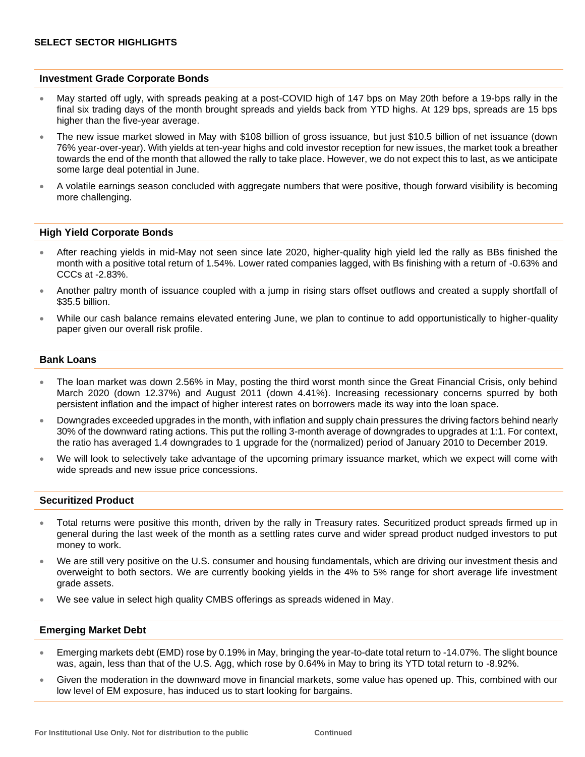## SELECT SECTOR HIGHLIGHTS

### Investment Grade Corporate Bonds

- May started off ugly, with spreads peaking at a post-COVID high of 147 bps on May 20th before a 19-bps rally in the final six trading days of the month brought spreads and yields back from YTD highs. At 129 bps, spreads are 15 bps higher than the five-year average.
- The new issue market slowed in May with $108 billion of gross issuance, but just $10.5 billion of net issuance (down 76% year-over-year). With yields at ten-year highs and cold investor reception for new issues, the market took a breather towards the end of the month that allowed the rally to take place. However, we do not expect this to last, as we anticipate some large deal potential in June.
- A volatile earnings season concluded with aggregate numbers that were positive, though forward visibility is becoming more challenging.

### High Yield Corporate Bonds

- After reaching yields in mid-May not seen since late 2020, higher-quality high yield led the rally as BBs finished the month with a positive total return of 1.54%. Lower rated companies lagged, with Bs finishing with a return of -0.63% and CCCs at -2.83%.
- Another paltry month of issuance coupled with a jump in rising stars offset outflows and created a supply shortfall of $35.5 billion.
- While our cash balance remains elevated entering June, we plan to continue to add opportunistically to higher-quality paper given our overall risk profile.

### Bank Loans

- The loan market was down 2.56% in May, posting the third worst month since the Great Financial Crisis, only behind March 2020 (down 12.37%) and August 2011 (down 4.41%). Increasing recessionary concerns spurred by both persistent inflation and the impact of higher interest rates on borrowers made its way into the loan space.
- Downgrades exceeded upgrades in the month, with inflation and supply chain pressures the driving factors behind nearly 30% of the downward rating actions. This put the rolling 3-month average of downgrades to upgrades at 1:1. For context, the ratio has averaged 1.4 downgrades to 1 upgrade for the (normalized) period of January 2010 to December 2019.
- We will look to selectively take advantage of the upcoming primary issuance market, which we expect will come with wide spreads and new issue price concessions.

### Securitized Product

- Total returns were positive this month, driven by the rally in Treasury rates. Securitized product spreads firmed up in general during the last week of the month as a settling rates curve and wider spread product nudged investors to put money to work.
- We are still very positive on the U.S. consumer and housing fundamentals, which are driving our investment thesis and overweight to both sectors. We are currently booking yields in the 4% to 5% range for short average life investment grade assets.
- We see value in select high quality CMBS offerings as spreads widened in May.

### Emerging Market Debt

- Emerging markets debt (EMD) rose by 0.19% in May, bringing the year-to-date total return to -14.07%. The slight bounce was, again, less than that of the U.S. Agg, which rose by 0.64% in May to bring its YTD total return to -8.92%.
- Given the moderation in the downward move in financial markets, some value has opened up. This, combined with our low level of EM exposure, has induced us to start looking for bargains.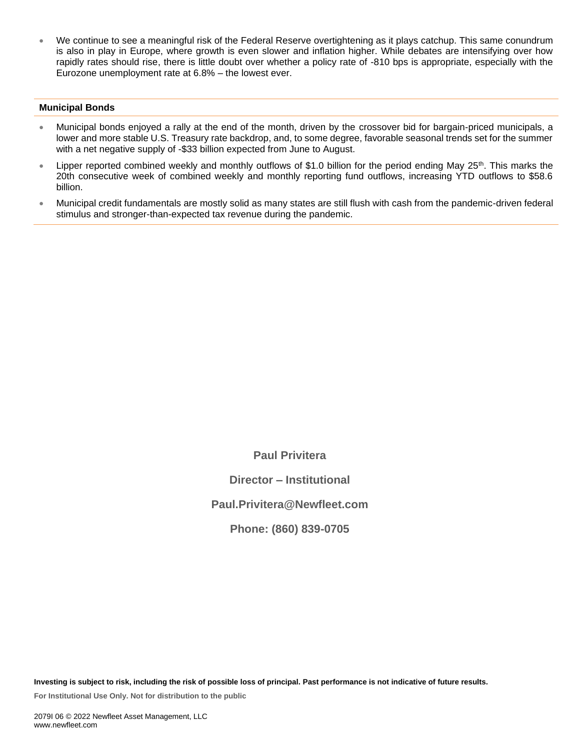- We continue to see a meaningful risk of the Federal Reserve overtightening as it plays catchup. This same conundrum is also in play in Europe, where growth is even slower and inflation higher. While debates are intensifying over how rapidly rates should rise, there is little doubt over whether a policy rate of -810 bps is appropriate, especially with the Eurozone unemployment rate at 6.8% – the lowest ever.

**Municipal Bonds**

- Municipal bonds enjoyed a rally at the end of the month, driven by the crossover bid for bargain-priced municipals, a lower and more stable U.S. Treasury rate backdrop, and, to some degree, favorable seasonal trends set for the summer with a net negative supply of -$33 billion expected from June to August.
- Lipper reported combined weekly and monthly outflows of $1.0 billion for the period ending May 25th. This marks the 20th consecutive week of combined weekly and monthly reporting fund outflows, increasing YTD outflows to $58.6 billion.
- Municipal credit fundamentals are mostly solid as many states are still flush with cash from the pandemic-driven federal stimulus and stronger-than-expected tax revenue during the pandemic.

**Paul Privitera**

**Director – Institutional**

**Paul.Privitera@Newfleet.com**

**Phone: (860) 839-0705**

**Investing is subject to risk, including the risk of possible loss of principal. Past performance is not indicative of future results.**

**For Institutional Use Only. Not for distribution to the public**

2079I 06 © 2022 Newfleet Asset Management, LLC
www.newfleet.com